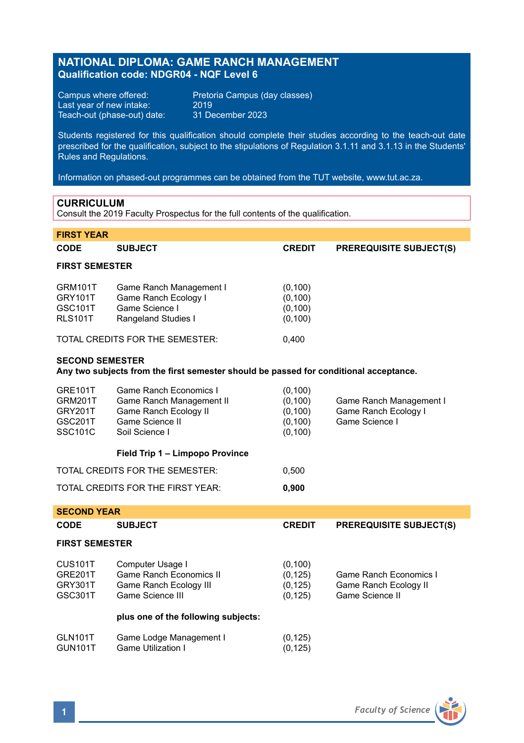# NATIONAL DIPLOMA: GAME RANCH MANAGEMENT
**Qualification code: NDGR04 - NQF Level 6**

Campus where offered: Pretoria Campus (day classes)
Last year of new intake: 2019
Teach-out (phase-out) date: 31 December 2023

Students registered for this qualification should complete their studies according to the teach-out date prescribed for the qualification, subject to the stipulations of Regulation 3.1.11 and 3.1.13 in the Students' Rules and Regulations.

Information on phased-out programmes can be obtained from the TUT website, www.tut.ac.za.

## CURRICULUM
Consult the 2019 Faculty Prospectus for the full contents of the qualification.

### FIRST YEAR

| CODE | SUBJECT | CREDIT | PREREQUISITE SUBJECT(S) |
|---|---|---|---|
| **FIRST SEMESTER** | | | |
| GRM101T | Game Ranch Management I | (0,100) | |
| GRY101T | Game Ranch Ecology I | (0,100) | |
| GSC101T | Game Science I | (0,100) | |
| RLS101T | Rangeland Studies I | (0,100) | |
| TOTAL CREDITS FOR THE SEMESTER: | | 0,400 | |

**SECOND SEMESTER**
**Any two subjects from the first semester should be passed for conditional acceptance.**

| CODE | SUBJECT | CREDIT | PREREQUISITE SUBJECT(S) |
|---|---|---|---|
| GRE101T | Game Ranch Economics I | (0,100) | |
| GRM201T | Game Ranch Management II | (0,100) | Game Ranch Management I |
| GRY201T | Game Ranch Ecology II | (0,100) | Game Ranch Ecology I |
| GSC201T | Game Science II | (0,100) | Game Science I |
| SSC101C | Soil Science I | (0,100) | |
| | **Field Trip 1 – Limpopo Province** | | |
| TOTAL CREDITS FOR THE SEMESTER: | | 0,500 | |
| TOTAL CREDITS FOR THE FIRST YEAR: | | **0,900** | |

### SECOND YEAR

| CODE | SUBJECT | CREDIT | PREREQUISITE SUBJECT(S) |
|---|---|---|---|
| **FIRST SEMESTER** | | | |
| CUS101T | Computer Usage I | (0,100) | |
| GRE201T | Game Ranch Economics II | (0,125) | Game Ranch Economics I |
| GRY301T | Game Ranch Ecology III | (0,125) | Game Ranch Ecology II |
| GSC301T | Game Science III | (0,125) | Game Science II |
| | **plus one of the following subjects:** | | |
| GLN101T | Game Lodge Management I | (0,125) | |
| GUN101T | Game Utilization I | (0,125) | |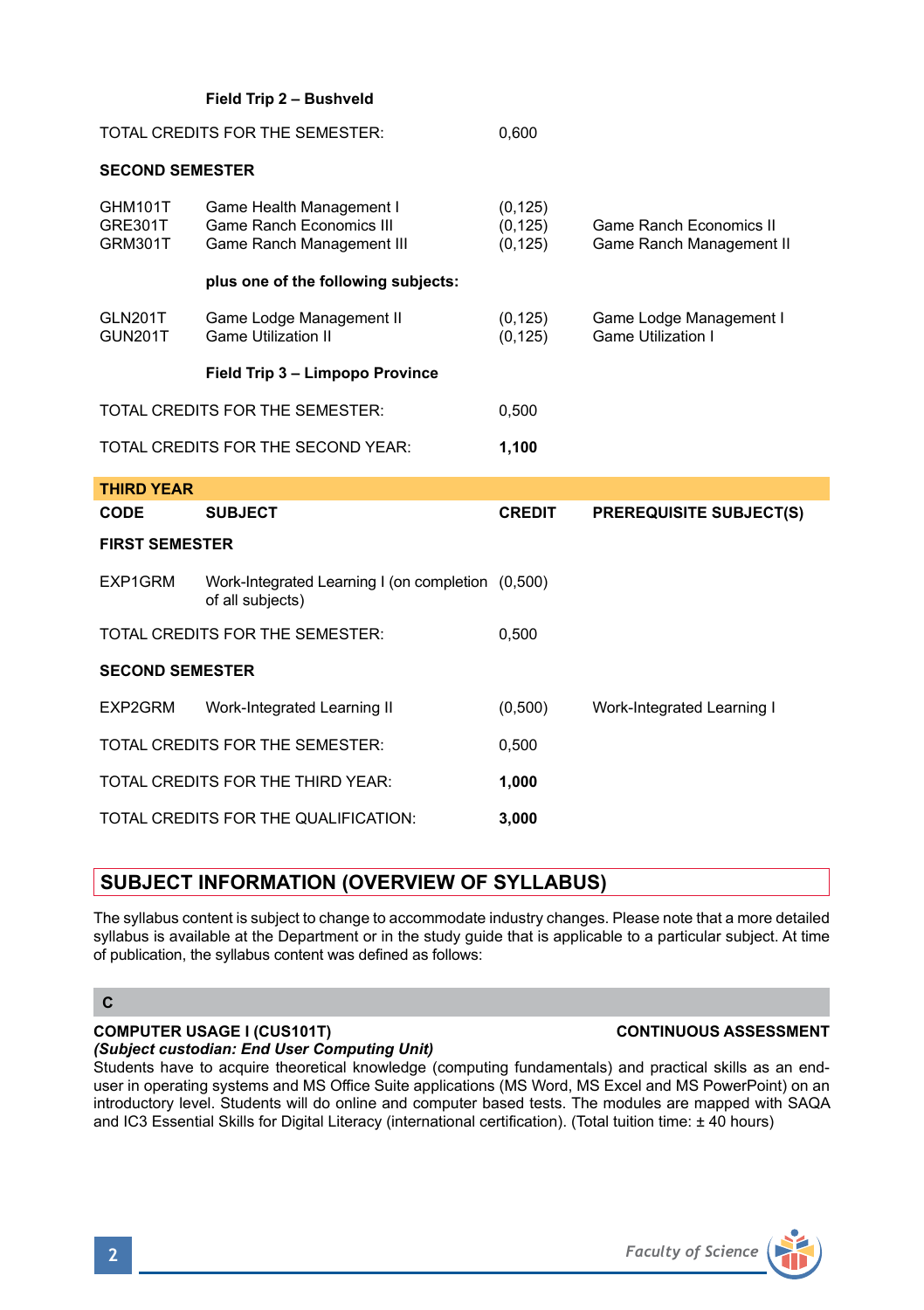| CODE | SUBJECT | CREDIT | PREREQUISITE SUBJECT(S) |
|---|---|---|---|
| | **Field Trip 2 – Bushveld** | | |
| TOTAL CREDITS FOR THE SEMESTER: | | 0,600 | |
| **SECOND SEMESTER** | | | |
| GHM101T | Game Health Management I | (0,125) | |
| GRE301T | Game Ranch Economics III | (0,125) | Game Ranch Economics II |
| GRM301T | Game Ranch Management III | (0,125) | Game Ranch Management II |
| | **plus one of the following subjects:** | | |
| GLN201T | Game Lodge Management II | (0,125) | Game Lodge Management I |
| GUN201T | Game Utilization II | (0,125) | Game Utilization I |
| | **Field Trip 3 – Limpopo Province** | | |
| TOTAL CREDITS FOR THE SEMESTER: | | 0,500 | |
| TOTAL CREDITS FOR THE SECOND YEAR: | | **1,100** | |

**THIRD YEAR**

| CODE | SUBJECT | CREDIT | PREREQUISITE SUBJECT(S) |
|---|---|---|---|
| **FIRST SEMESTER** | | | |
| EXP1GRM | Work-Integrated Learning I (on completion of all subjects) | (0,500) | |
| TOTAL CREDITS FOR THE SEMESTER: | | 0,500 | |
| **SECOND SEMESTER** | | | |
| EXP2GRM | Work-Integrated Learning II | (0,500) | Work-Integrated Learning I |
| TOTAL CREDITS FOR THE SEMESTER: | | 0,500 | |
| TOTAL CREDITS FOR THE THIRD YEAR: | | **1,000** | |
| TOTAL CREDITS FOR THE QUALIFICATION: | | **3,000** | |

## SUBJECT INFORMATION (OVERVIEW OF SYLLABUS)

The syllabus content is subject to change to accommodate industry changes. Please note that a more detailed syllabus is available at the Department or in the study guide that is applicable to a particular subject. At time of publication, the syllabus content was defined as follows:

### C

**COMPUTER USAGE I (CUS101T)** **CONTINUOUS ASSESSMENT**
***(Subject custodian: End User Computing Unit)***
Students have to acquire theoretical knowledge (computing fundamentals) and practical skills as an end-user in operating systems and MS Office Suite applications (MS Word, MS Excel and MS PowerPoint) on an introductory level. Students will do online and computer based tests. The modules are mapped with SAQA and IC3 Essential Skills for Digital Literacy (international certification). (Total tuition time: ± 40 hours)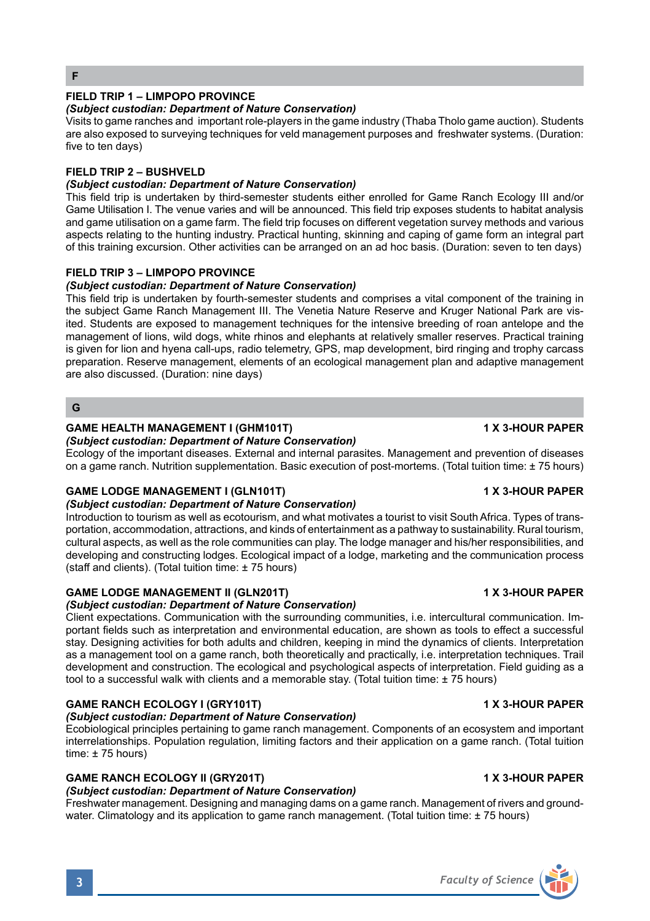## F

### FIELD TRIP 1 – LIMPOPO PROVINCE

***(Subject custodian: Department of Nature Conservation)***

Visits to game ranches and important role-players in the game industry (Thaba Tholo game auction). Students are also exposed to surveying techniques for veld management purposes and freshwater systems. (Duration: five to ten days)

### FIELD TRIP 2 – BUSHVELD

***(Subject custodian: Department of Nature Conservation)***

This field trip is undertaken by third-semester students either enrolled for Game Ranch Ecology III and/or Game Utilisation I. The venue varies and will be announced. This field trip exposes students to habitat analysis and game utilisation on a game farm. The field trip focuses on different vegetation survey methods and various aspects relating to the hunting industry. Practical hunting, skinning and caping of game form an integral part of this training excursion. Other activities can be arranged on an ad hoc basis. (Duration: seven to ten days)

### FIELD TRIP 3 – LIMPOPO PROVINCE

***(Subject custodian: Department of Nature Conservation)***

This field trip is undertaken by fourth-semester students and comprises a vital component of the training in the subject Game Ranch Management III. The Venetia Nature Reserve and Kruger National Park are visited. Students are exposed to management techniques for the intensive breeding of roan antelope and the management of lions, wild dogs, white rhinos and elephants at relatively smaller reserves. Practical training is given for lion and hyena call-ups, radio telemetry, GPS, map development, bird ringing and trophy carcass preparation. Reserve management, elements of an ecological management plan and adaptive management are also discussed. (Duration: nine days)

## G

### GAME HEALTH MANAGEMENT I (GHM101T) — 1 X 3-HOUR PAPER

***(Subject custodian: Department of Nature Conservation)***

Ecology of the important diseases. External and internal parasites. Management and prevention of diseases on a game ranch. Nutrition supplementation. Basic execution of post-mortems. (Total tuition time: ± 75 hours)

### GAME LODGE MANAGEMENT I (GLN101T) — 1 X 3-HOUR PAPER

***(Subject custodian: Department of Nature Conservation)***

Introduction to tourism as well as ecotourism, and what motivates a tourist to visit South Africa. Types of transportation, accommodation, attractions, and kinds of entertainment as a pathway to sustainability. Rural tourism, cultural aspects, as well as the role communities can play. The lodge manager and his/her responsibilities, and developing and constructing lodges. Ecological impact of a lodge, marketing and the communication process (staff and clients). (Total tuition time: ± 75 hours)

### GAME LODGE MANAGEMENT II (GLN201T) — 1 X 3-HOUR PAPER

***(Subject custodian: Department of Nature Conservation)***

Client expectations. Communication with the surrounding communities, i.e. intercultural communication. Important fields such as interpretation and environmental education, are shown as tools to effect a successful stay. Designing activities for both adults and children, keeping in mind the dynamics of clients. Interpretation as a management tool on a game ranch, both theoretically and practically, i.e. interpretation techniques. Trail development and construction. The ecological and psychological aspects of interpretation. Field guiding as a tool to a successful walk with clients and a memorable stay. (Total tuition time: ± 75 hours)

### GAME RANCH ECOLOGY I (GRY101T) — 1 X 3-HOUR PAPER

***(Subject custodian: Department of Nature Conservation)***

Ecobiological principles pertaining to game ranch management. Components of an ecosystem and important interrelationships. Population regulation, limiting factors and their application on a game ranch. (Total tuition time: ± 75 hours)

### GAME RANCH ECOLOGY II (GRY201T) — 1 X 3-HOUR PAPER

***(Subject custodian: Department of Nature Conservation)***

Freshwater management. Designing and managing dams on a game ranch. Management of rivers and groundwater. Climatology and its application to game ranch management. (Total tuition time: ± 75 hours)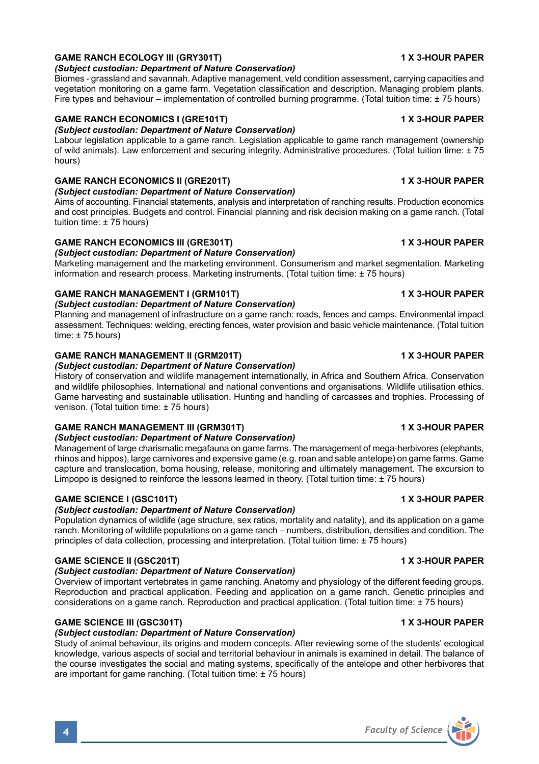**GAME RANCH ECOLOGY III (GRY301T)** **1 X 3-HOUR PAPER**
***(Subject custodian: Department of Nature Conservation)***
Biomes - grassland and savannah. Adaptive management, veld condition assessment, carrying capacities and vegetation monitoring on a game farm. Vegetation classification and description. Managing problem plants. Fire types and behaviour – implementation of controlled burning programme. (Total tuition time: ± 75 hours)

**GAME RANCH ECONOMICS I (GRE101T)** **1 X 3-HOUR PAPER**
***(Subject custodian: Department of Nature Conservation)***
Labour legislation applicable to a game ranch. Legislation applicable to game ranch management (ownership of wild animals). Law enforcement and securing integrity. Administrative procedures. (Total tuition time: ± 75 hours)

**GAME RANCH ECONOMICS II (GRE201T)** **1 X 3-HOUR PAPER**
***(Subject custodian: Department of Nature Conservation)***
Aims of accounting. Financial statements, analysis and interpretation of ranching results. Production economics and cost principles. Budgets and control. Financial planning and risk decision making on a game ranch. (Total tuition time: ± 75 hours)

**GAME RANCH ECONOMICS III (GRE301T)** **1 X 3-HOUR PAPER**
***(Subject custodian: Department of Nature Conservation)***
Marketing management and the marketing environment. Consumerism and market segmentation. Marketing information and research process. Marketing instruments. (Total tuition time: ± 75 hours)

**GAME RANCH MANAGEMENT I (GRM101T)** **1 X 3-HOUR PAPER**
***(Subject custodian: Department of Nature Conservation)***
Planning and management of infrastructure on a game ranch: roads, fences and camps. Environmental impact assessment. Techniques: welding, erecting fences, water provision and basic vehicle maintenance. (Total tuition time: ± 75 hours)

**GAME RANCH MANAGEMENT II (GRM201T)** **1 X 3-HOUR PAPER**
***(Subject custodian: Department of Nature Conservation)***
History of conservation and wildlife management internationally, in Africa and Southern Africa. Conservation and wildlife philosophies. International and national conventions and organisations. Wildlife utilisation ethics. Game harvesting and sustainable utilisation. Hunting and handling of carcasses and trophies. Processing of venison. (Total tuition time: ± 75 hours)

**GAME RANCH MANAGEMENT III (GRM301T)** **1 X 3-HOUR PAPER**
***(Subject custodian: Department of Nature Conservation)***
Management of large charismatic megafauna on game farms. The management of mega-herbivores (elephants, rhinos and hippos), large carnivores and expensive game (e.g. roan and sable antelope) on game farms. Game capture and translocation, boma housing, release, monitoring and ultimately management. The excursion to Limpopo is designed to reinforce the lessons learned in theory. (Total tuition time: ± 75 hours)

**GAME SCIENCE I (GSC101T)** **1 X 3-HOUR PAPER**
***(Subject custodian: Department of Nature Conservation)***
Population dynamics of wildlife (age structure, sex ratios, mortality and natality), and its application on a game ranch. Monitoring of wildlife populations on a game ranch – numbers, distribution, densities and condition. The principles of data collection, processing and interpretation. (Total tuition time: ± 75 hours)

**GAME SCIENCE II (GSC201T)** **1 X 3-HOUR PAPER**
***(Subject custodian: Department of Nature Conservation)***
Overview of important vertebrates in game ranching. Anatomy and physiology of the different feeding groups. Reproduction and practical application. Feeding and application on a game ranch. Genetic principles and considerations on a game ranch. Reproduction and practical application. (Total tuition time: ± 75 hours)

**GAME SCIENCE III (GSC301T)** **1 X 3-HOUR PAPER**
***(Subject custodian: Department of Nature Conservation)***
Study of animal behaviour, its origins and modern concepts. After reviewing some of the students' ecological knowledge, various aspects of social and territorial behaviour in animals is examined in detail. The balance of the course investigates the social and mating systems, specifically of the antelope and other herbivores that are important for game ranching. (Total tuition time: ± 75 hours)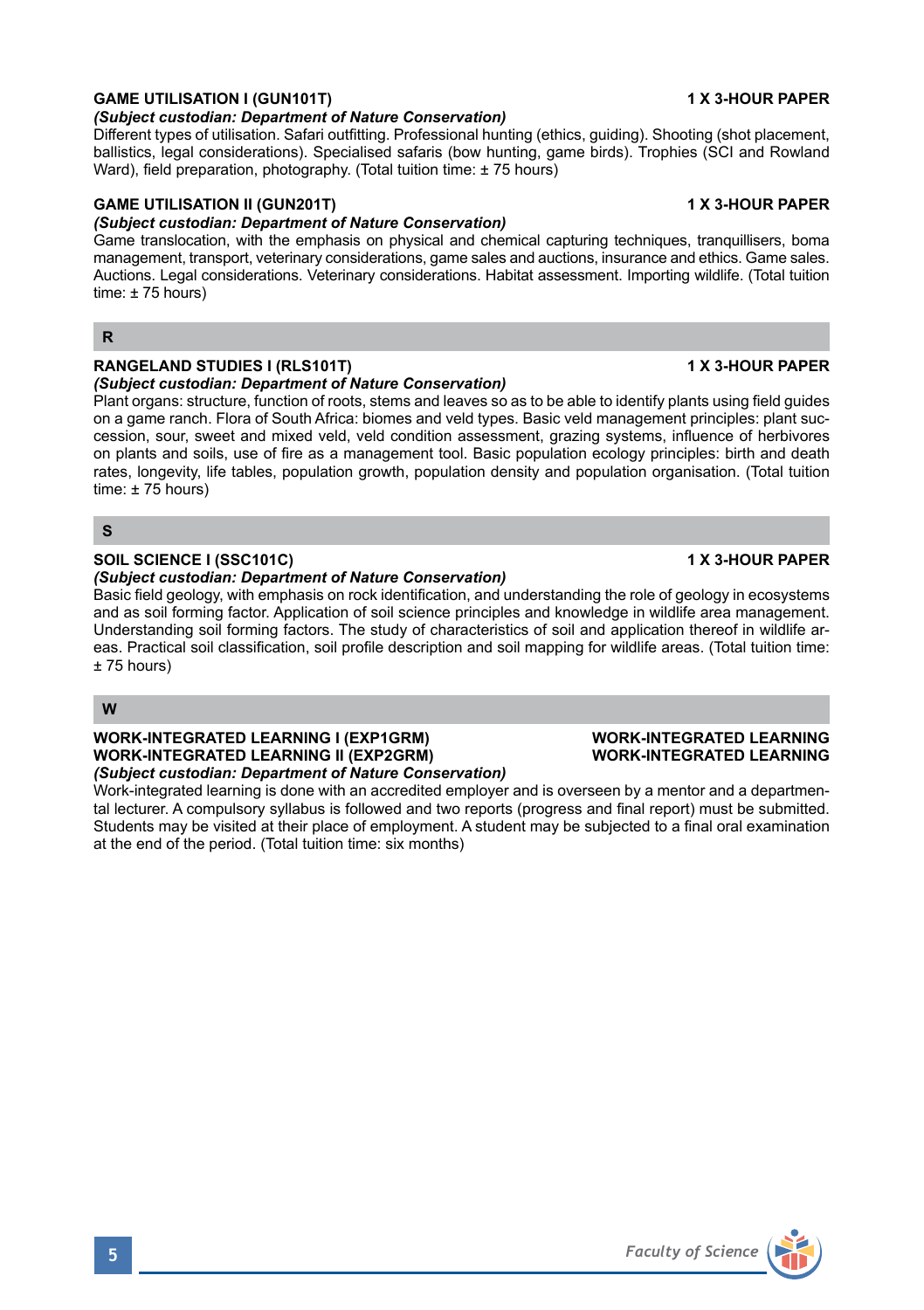### GAME UTILISATION I (GUN101T) — 1 X 3-HOUR PAPER

*(Subject custodian: Department of Nature Conservation)*

Different types of utilisation. Safari outfitting. Professional hunting (ethics, guiding). Shooting (shot placement, ballistics, legal considerations). Specialised safaris (bow hunting, game birds). Trophies (SCI and Rowland Ward), field preparation, photography. (Total tuition time: ± 75 hours)

### GAME UTILISATION II (GUN201T) — 1 X 3-HOUR PAPER

*(Subject custodian: Department of Nature Conservation)*

Game translocation, with the emphasis on physical and chemical capturing techniques, tranquillisers, boma management, transport, veterinary considerations, game sales and auctions, insurance and ethics. Game sales. Auctions. Legal considerations. Veterinary considerations. Habitat assessment. Importing wildlife. (Total tuition time: ± 75 hours)

## R

### RANGELAND STUDIES I (RLS101T) — 1 X 3-HOUR PAPER

*(Subject custodian: Department of Nature Conservation)*

Plant organs: structure, function of roots, stems and leaves so as to be able to identify plants using field guides on a game ranch. Flora of South Africa: biomes and veld types. Basic veld management principles: plant succession, sour, sweet and mixed veld, veld condition assessment, grazing systems, influence of herbivores on plants and soils, use of fire as a management tool. Basic population ecology principles: birth and death rates, longevity, life tables, population growth, population density and population organisation. (Total tuition time: ± 75 hours)

## S

### SOIL SCIENCE I (SSC101C) — 1 X 3-HOUR PAPER

*(Subject custodian: Department of Nature Conservation)*

Basic field geology, with emphasis on rock identification, and understanding the role of geology in ecosystems and as soil forming factor. Application of soil science principles and knowledge in wildlife area management. Understanding soil forming factors. The study of characteristics of soil and application thereof in wildlife areas. Practical soil classification, soil profile description and soil mapping for wildlife areas. (Total tuition time: ± 75 hours)

## W

### WORK-INTEGRATED LEARNING I (EXP1GRM) — WORK-INTEGRATED LEARNING
### WORK-INTEGRATED LEARNING II (EXP2GRM) — WORK-INTEGRATED LEARNING

*(Subject custodian: Department of Nature Conservation)*

Work-integrated learning is done with an accredited employer and is overseen by a mentor and a departmental lecturer. A compulsory syllabus is followed and two reports (progress and final report) must be submitted. Students may be visited at their place of employment. A student may be subjected to a final oral examination at the end of the period. (Total tuition time: six months)